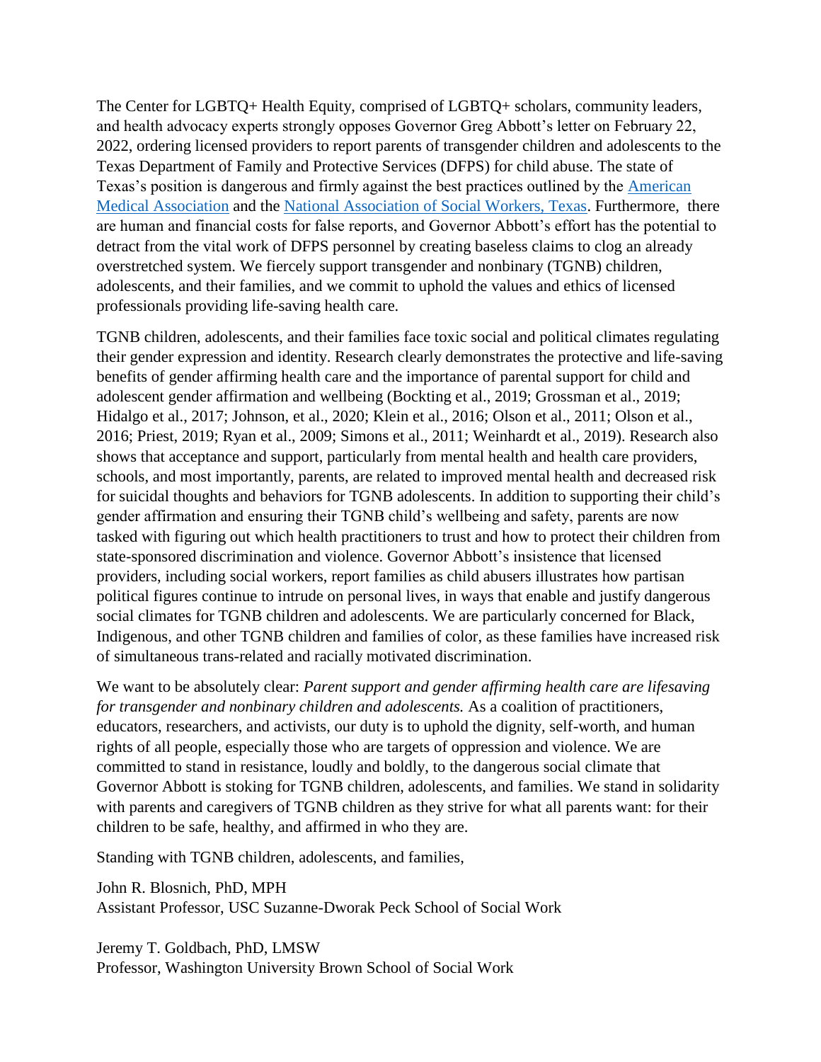The Center for LGBTQ+ Health Equity, comprised of LGBTQ+ scholars, community leaders, and health advocacy experts strongly opposes Governor Greg Abbott's letter on February 22, 2022, ordering licensed providers to report parents of transgender children and adolescents to the Texas Department of Family and Protective Services (DFPS) for child abuse. The state of Texas's position is dangerous and firmly against the best practices outlined by the [American Medical Association]() and the [National Association of Social Workers, Texas](). Furthermore, there are human and financial costs for false reports, and Governor Abbott's effort has the potential to detract from the vital work of DFPS personnel by creating baseless claims to clog an already overstretched system. We fiercely support transgender and nonbinary (TGNB) children, adolescents, and their families, and we commit to uphold the values and ethics of licensed professionals providing life-saving health care.

TGNB children, adolescents, and their families face toxic social and political climates regulating their gender expression and identity. Research clearly demonstrates the protective and life-saving benefits of gender affirming health care and the importance of parental support for child and adolescent gender affirmation and wellbeing (Bockting et al., 2019; Grossman et al., 2019; Hidalgo et al., 2017; Johnson, et al., 2020; Klein et al., 2016; Olson et al., 2011; Olson et al., 2016; Priest, 2019; Ryan et al., 2009; Simons et al., 2011; Weinhardt et al., 2019). Research also shows that acceptance and support, particularly from mental health and health care providers, schools, and most importantly, parents, are related to improved mental health and decreased risk for suicidal thoughts and behaviors for TGNB adolescents. In addition to supporting their child's gender affirmation and ensuring their TGNB child's wellbeing and safety, parents are now tasked with figuring out which health practitioners to trust and how to protect their children from state-sponsored discrimination and violence. Governor Abbott's insistence that licensed providers, including social workers, report families as child abusers illustrates how partisan political figures continue to intrude on personal lives, in ways that enable and justify dangerous social climates for TGNB children and adolescents. We are particularly concerned for Black, Indigenous, and other TGNB children and families of color, as these families have increased risk of simultaneous trans-related and racially motivated discrimination.

We want to be absolutely clear: *Parent support and gender affirming health care are lifesaving for transgender and nonbinary children and adolescents.* As a coalition of practitioners, educators, researchers, and activists, our duty is to uphold the dignity, self-worth, and human rights of all people, especially those who are targets of oppression and violence. We are committed to stand in resistance, loudly and boldly, to the dangerous social climate that Governor Abbott is stoking for TGNB children, adolescents, and families. We stand in solidarity with parents and caregivers of TGNB children as they strive for what all parents want: for their children to be safe, healthy, and affirmed in who they are.

Standing with TGNB children, adolescents, and families,

John R. Blosnich, PhD, MPH
Assistant Professor, USC Suzanne-Dworak Peck School of Social Work

Jeremy T. Goldbach, PhD, LMSW
Professor, Washington University Brown School of Social Work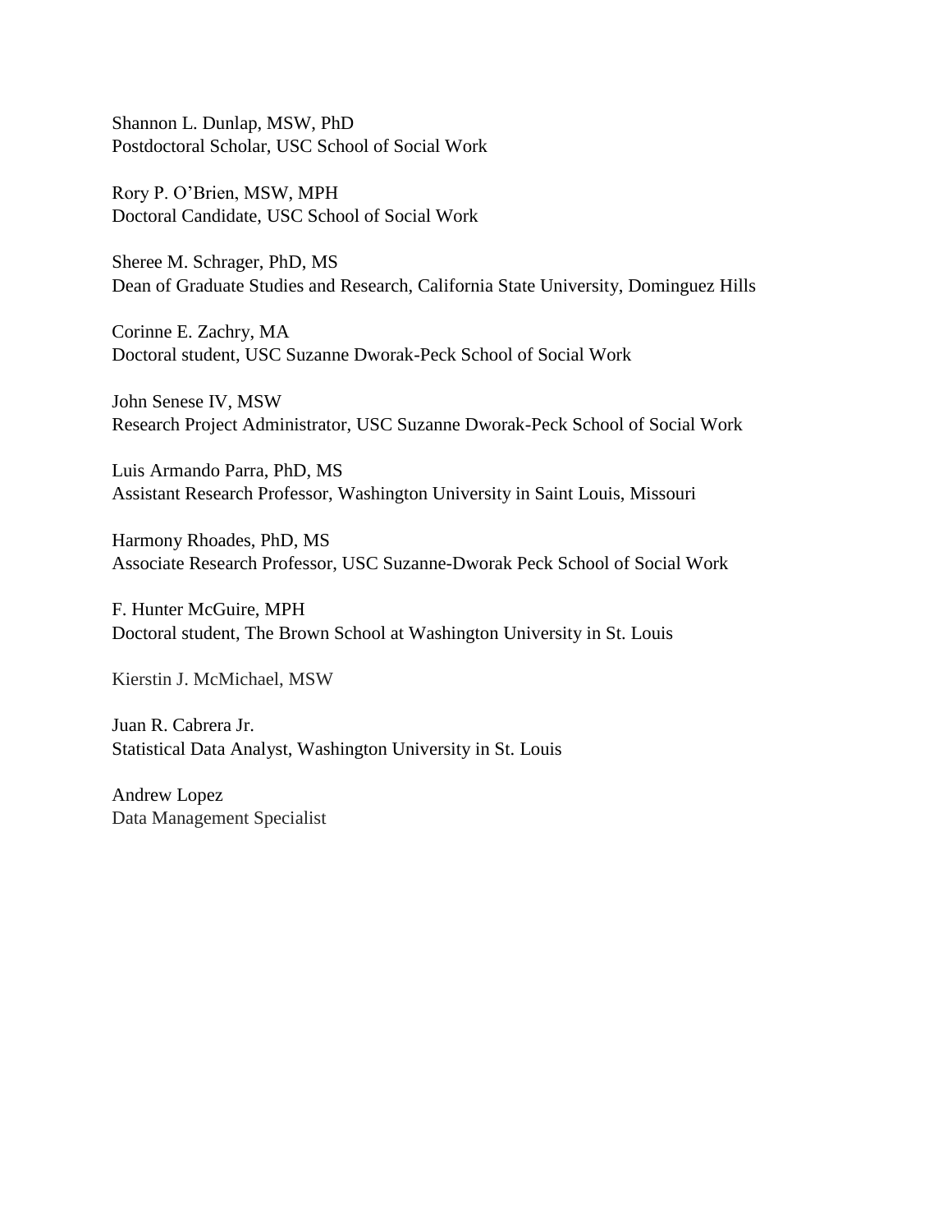Shannon L. Dunlap, MSW, PhD
Postdoctoral Scholar, USC School of Social Work

Rory P. O'Brien, MSW, MPH
Doctoral Candidate, USC School of Social Work

Sheree M. Schrager, PhD, MS
Dean of Graduate Studies and Research, California State University, Dominguez Hills

Corinne E. Zachry, MA
Doctoral student, USC Suzanne Dworak-Peck School of Social Work

John Senese IV, MSW
Research Project Administrator, USC Suzanne Dworak-Peck School of Social Work

Luis Armando Parra, PhD, MS
Assistant Research Professor, Washington University in Saint Louis, Missouri

Harmony Rhoades, PhD, MS
Associate Research Professor, USC Suzanne-Dworak Peck School of Social Work

F. Hunter McGuire, MPH
Doctoral student, The Brown School at Washington University in St. Louis

Kierstin J. McMichael, MSW

Juan R. Cabrera Jr.
Statistical Data Analyst, Washington University in St. Louis

Andrew Lopez
Data Management Specialist